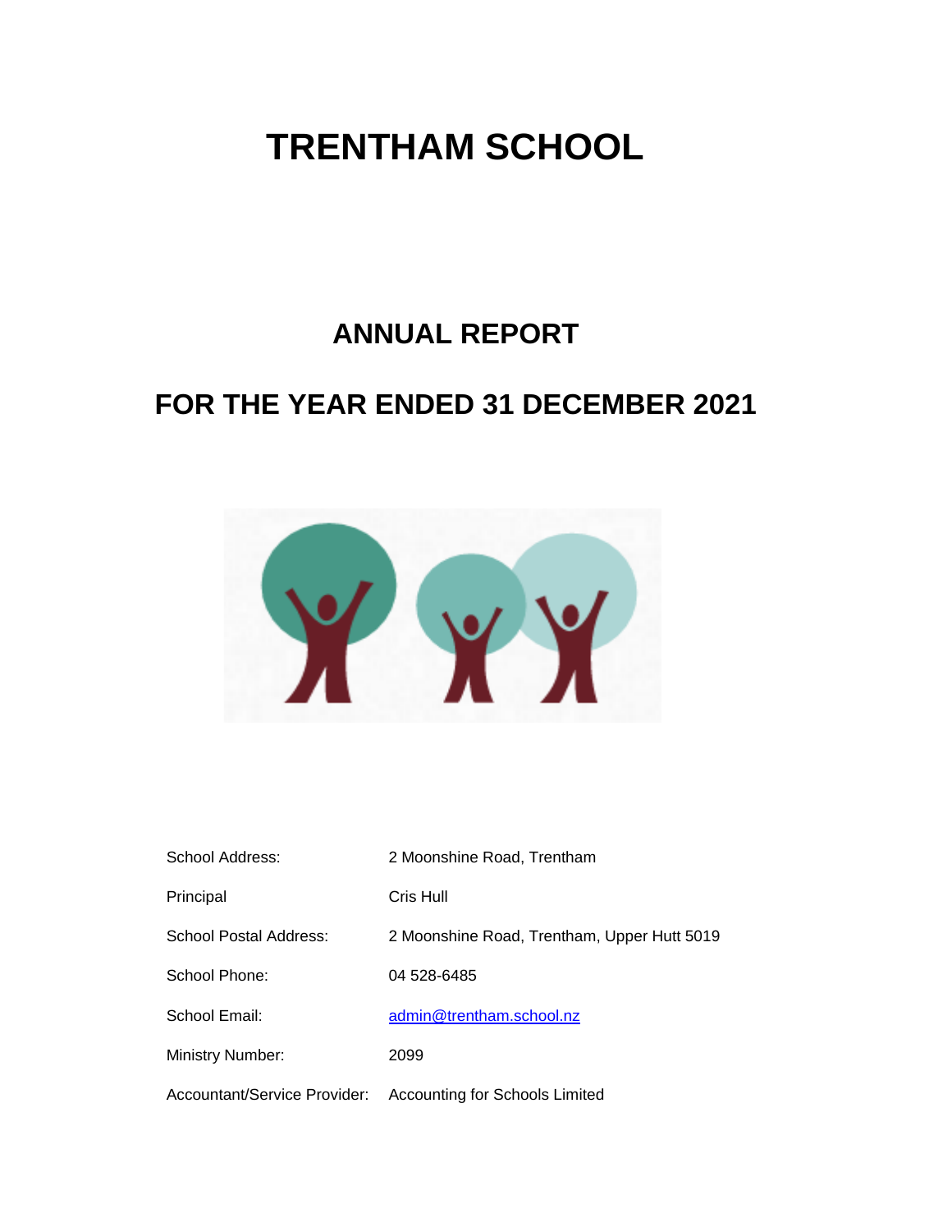# TRENTHAM SCHOOL

## ANNUAL REPORT

## FOR THE YEAR ENDED 31 DECEMBER 2021

| | |
|---|---|
| School Address: | 2 Moonshine Road, Trentham |
| Principal | Cris Hull |
| School Postal Address: | 2 Moonshine Road, Trentham, Upper Hutt 5019 |
| School Phone: | 04 528-6485 |
| School Email: | admin@trentham.school.nz |
| Ministry Number: | 2099 |
| Accountant/Service Provider: | Accounting for Schools Limited |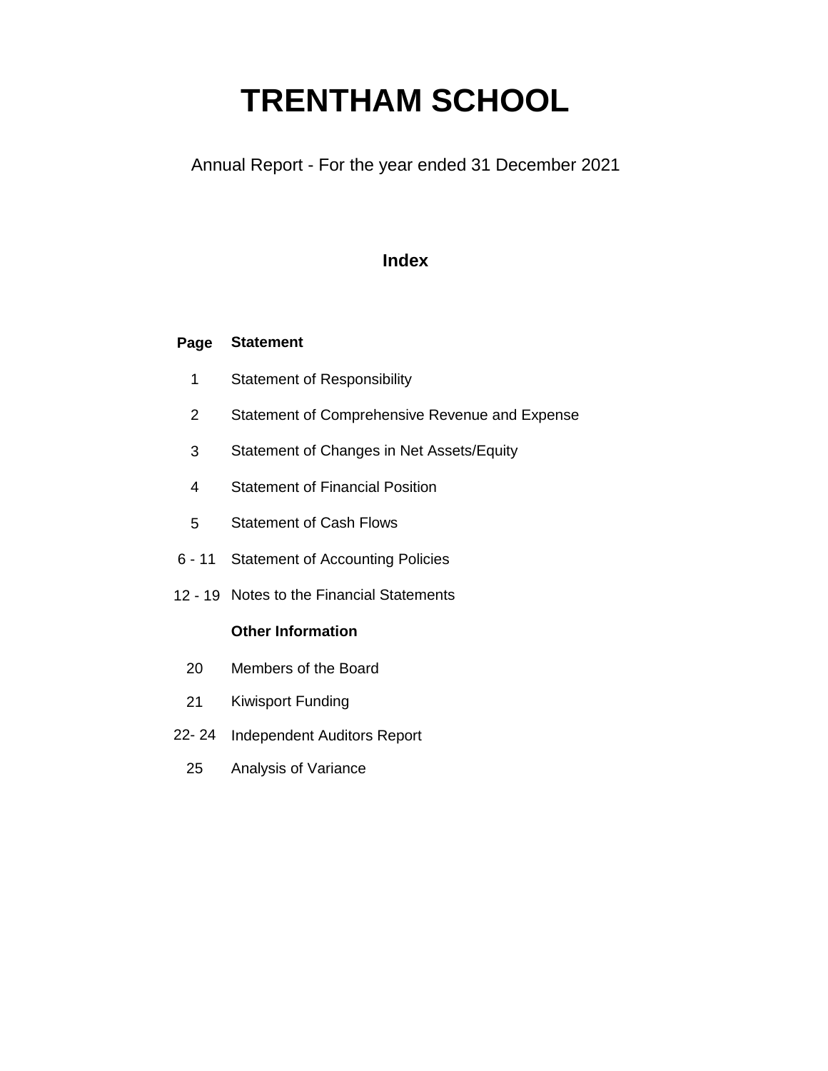# TRENTHAM SCHOOL

Annual Report - For the year ended 31 December 2021

## Index

| Page | Statement |
|---|---|
| 1 | Statement of Responsibility |
| 2 | Statement of Comprehensive Revenue and Expense |
| 3 | Statement of Changes in Net Assets/Equity |
| 4 | Statement of Financial Position |
| 5 | Statement of Cash Flows |
| 6 - 11 | Statement of Accounting Policies |
| 12 - 19 | Notes to the Financial Statements |
| | **Other Information** |
| 20 | Members of the Board |
| 21 | Kiwisport Funding |
| 22- 24 | Independent Auditors Report |
| 25 | Analysis of Variance |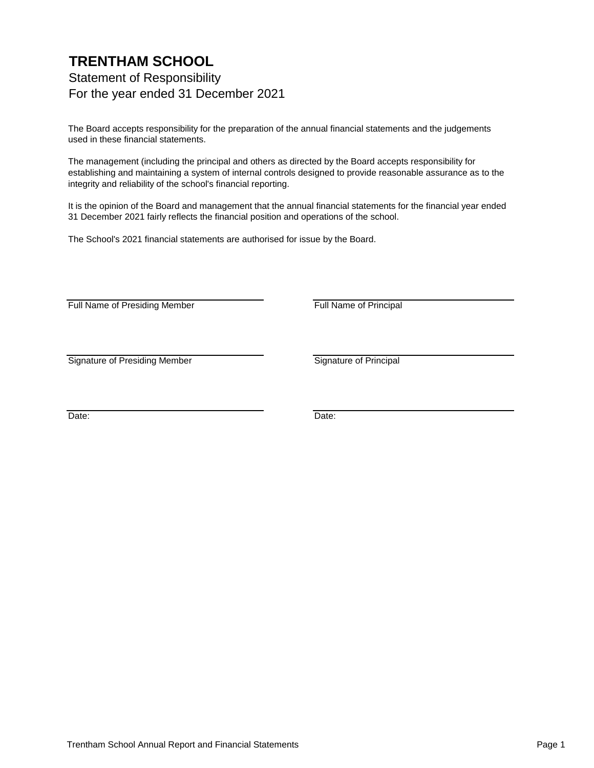# TRENTHAM SCHOOL

## Statement of Responsibility

## For the year ended 31 December 2021

The Board accepts responsibility for the preparation of the annual financial statements and the judgements used in these financial statements.

The management (including the principal and others as directed by the Board accepts responsibility for establishing and maintaining a system of internal controls designed to provide reasonable assurance as to the integrity and reliability of the school's financial reporting.

It is the opinion of the Board and management that the annual financial statements for the financial year ended 31 December 2021 fairly reflects the financial position and operations of the school.

The School's 2021 financial statements are authorised for issue by the Board.

| | |
|---|---|
| Full Name of Presiding Member | Full Name of Principal |
| Signature of Presiding Member | Signature of Principal |
| Date: | Date: |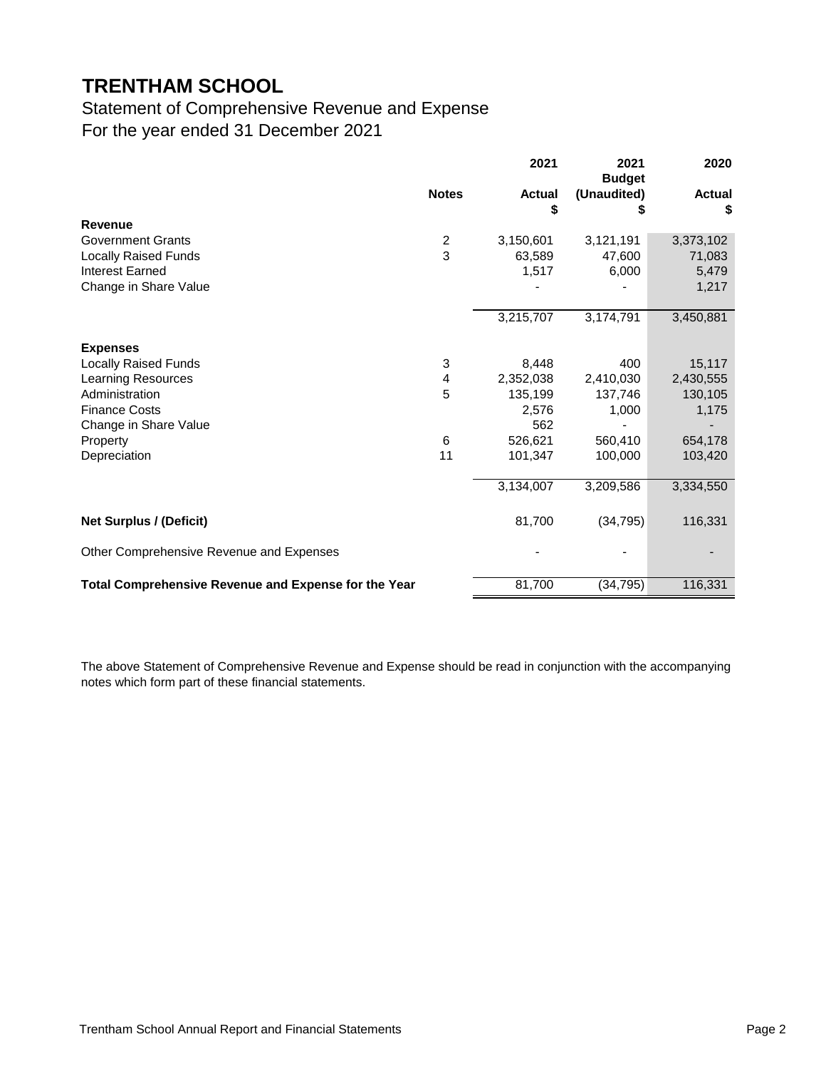# TRENTHAM SCHOOL

## Statement of Comprehensive Revenue and Expense
## For the year ended 31 December 2021

| | Notes | 2021 Actual $ | 2021 Budget (Unaudited) $ | 2020 Actual $ |
|---|---|---|---|---|
| **Revenue** | | | | |
| Government Grants | 2 | 3,150,601 | 3,121,191 | 3,373,102 |
| Locally Raised Funds | 3 | 63,589 | 47,600 | 71,083 |
| Interest Earned | | 1,517 | 6,000 | 5,479 |
| Change in Share Value | | - | - | 1,217 |
| | | 3,215,707 | 3,174,791 | 3,450,881 |
| **Expenses** | | | | |
| Locally Raised Funds | 3 | 8,448 | 400 | 15,117 |
| Learning Resources | 4 | 2,352,038 | 2,410,030 | 2,430,555 |
| Administration | 5 | 135,199 | 137,746 | 130,105 |
| Finance Costs | | 2,576 | 1,000 | 1,175 |
| Change in Share Value | | 562 | - | - |
| Property | 6 | 526,621 | 560,410 | 654,178 |
| Depreciation | 11 | 101,347 | 100,000 | 103,420 |
| | | 3,134,007 | 3,209,586 | 3,334,550 |
| **Net Surplus / (Deficit)** | | 81,700 | (34,795) | 116,331 |
| Other Comprehensive Revenue and Expenses | | - | - | - |
| **Total Comprehensive Revenue and Expense for the Year** | | 81,700 | (34,795) | 116,331 |

The above Statement of Comprehensive Revenue and Expense should be read in conjunction with the accompanying notes which form part of these financial statements.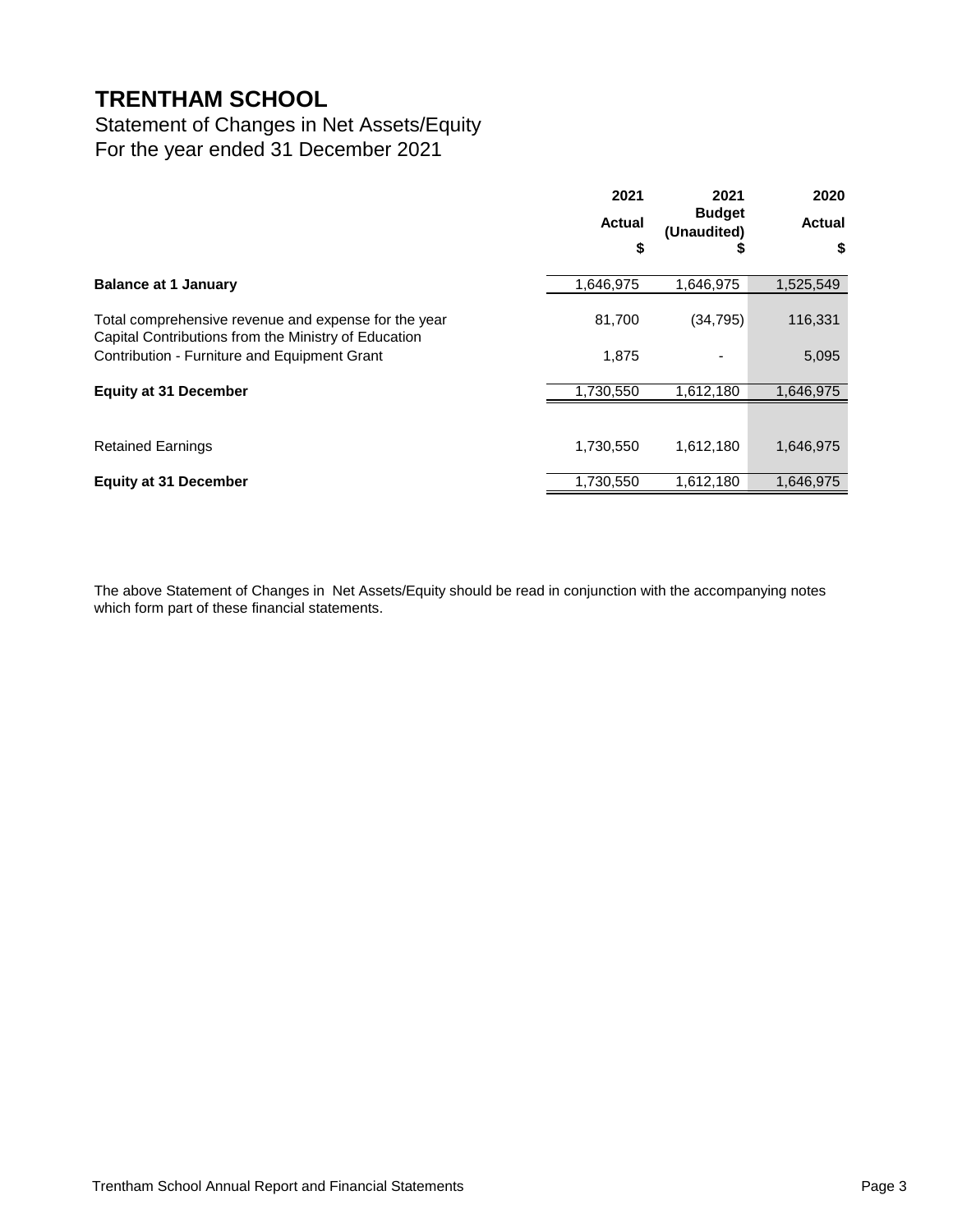# TRENTHAM SCHOOL

## Statement of Changes in Net Assets/Equity
## For the year ended 31 December 2021

| | 2021 Actual $ | 2021 Budget (Unaudited) $ | 2020 Actual $ |
|---|---|---|---|
| **Balance at 1 January** | 1,646,975 | 1,646,975 | 1,525,549 |
| Total comprehensive revenue and expense for the year | 81,700 | (34,795) | 116,331 |
| Capital Contributions from the Ministry of Education | | | |
| Contribution - Furniture and Equipment Grant | 1,875 | - | 5,095 |
| **Equity at 31 December** | 1,730,550 | 1,612,180 | 1,646,975 |
| | | | |
| Retained Earnings | 1,730,550 | 1,612,180 | 1,646,975 |
| **Equity at 31 December** | 1,730,550 | 1,612,180 | 1,646,975 |

The above Statement of Changes in Net Assets/Equity should be read in conjunction with the accompanying notes which form part of these financial statements.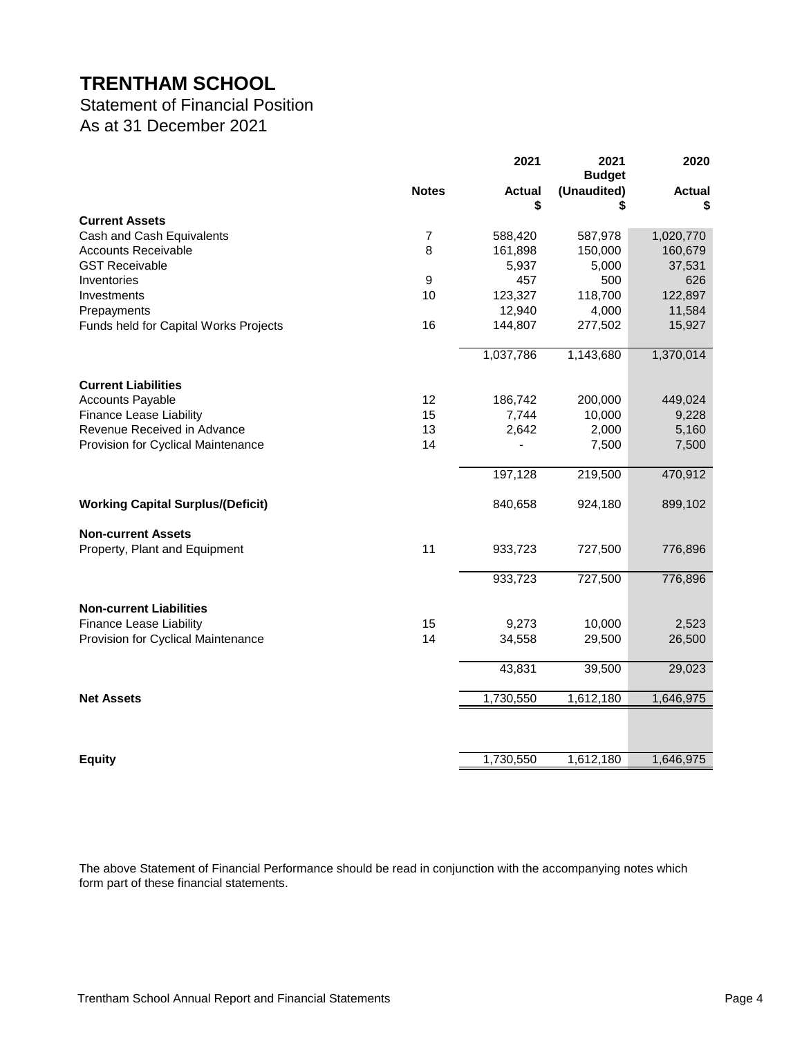# TRENTHAM SCHOOL

## Statement of Financial Position
## As at 31 December 2021

| | Notes | 2021<br>Actual<br>$ | 2021<br>Budget<br>(Unaudited)<br>$ | 2020<br>Actual<br>$ |
|---|---|---|---|---|
| **Current Assets** | | | | |
| Cash and Cash Equivalents | 7 | 588,420 | 587,978 | 1,020,770 |
| Accounts Receivable | 8 | 161,898 | 150,000 | 160,679 |
| GST Receivable | | 5,937 | 5,000 | 37,531 |
| Inventories | 9 | 457 | 500 | 626 |
| Investments | 10 | 123,327 | 118,700 | 122,897 |
| Prepayments | | 12,940 | 4,000 | 11,584 |
| Funds held for Capital Works Projects | 16 | 144,807 | 277,502 | 15,927 |
| | | 1,037,786 | 1,143,680 | 1,370,014 |
| **Current Liabilities** | | | | |
| Accounts Payable | 12 | 186,742 | 200,000 | 449,024 |
| Finance Lease Liability | 15 | 7,744 | 10,000 | 9,228 |
| Revenue Received in Advance | 13 | 2,642 | 2,000 | 5,160 |
| Provision for Cyclical Maintenance | 14 | - | 7,500 | 7,500 |
| | | 197,128 | 219,500 | 470,912 |
| **Working Capital Surplus/(Deficit)** | | 840,658 | 924,180 | 899,102 |
| **Non-current Assets** | | | | |
| Property, Plant and Equipment | 11 | 933,723 | 727,500 | 776,896 |
| | | 933,723 | 727,500 | 776,896 |
| **Non-current Liabilities** | | | | |
| Finance Lease Liability | 15 | 9,273 | 10,000 | 2,523 |
| Provision for Cyclical Maintenance | 14 | 34,558 | 29,500 | 26,500 |
| | | 43,831 | 39,500 | 29,023 |
| **Net Assets** | | 1,730,550 | 1,612,180 | 1,646,975 |
| **Equity** | | 1,730,550 | 1,612,180 | 1,646,975 |

The above Statement of Financial Performance should be read in conjunction with the accompanying notes which form part of these financial statements.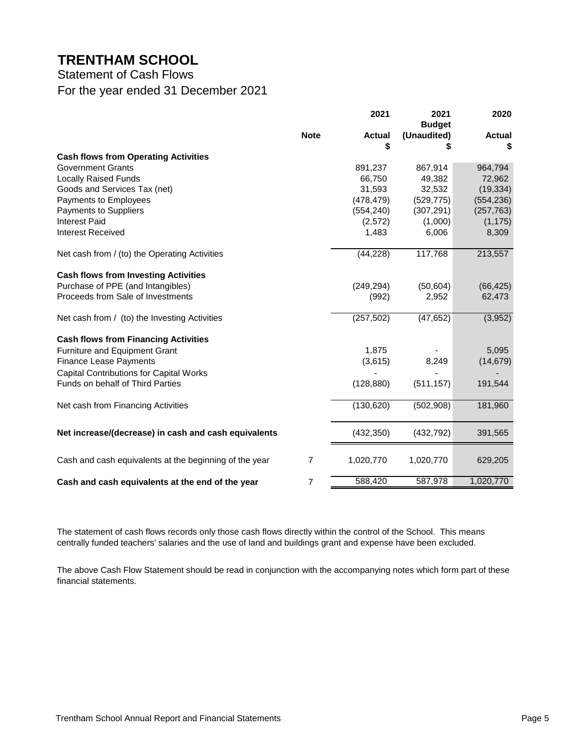# TRENTHAM SCHOOL

## Statement of Cash Flows

## For the year ended 31 December 2021

| | Note | 2021 Actual $ | 2021 Budget (Unaudited) $ | 2020 Actual $ |
|---|---|---|---|---|
| **Cash flows from Operating Activities** | | | | |
| Government Grants | | 891,237 | 867,914 | 964,794 |
| Locally Raised Funds | | 66,750 | 49,382 | 72,962 |
| Goods and Services Tax (net) | | 31,593 | 32,532 | (19,334) |
| Payments to Employees | | (478,479) | (529,775) | (554,236) |
| Payments to Suppliers | | (554,240) | (307,291) | (257,763) |
| Interest Paid | | (2,572) | (1,000) | (1,175) |
| Interest Received | | 1,483 | 6,006 | 8,309 |
| Net cash from / (to) the Operating Activities | | (44,228) | 117,768 | 213,557 |
| **Cash flows from Investing Activities** | | | | |
| Purchase of PPE (and Intangibles) | | (249,294) | (50,604) | (66,425) |
| Proceeds from Sale of Investments | | (992) | 2,952 | 62,473 |
| Net cash from / (to) the Investing Activities | | (257,502) | (47,652) | (3,952) |
| **Cash flows from Financing Activities** | | | | |
| Furniture and Equipment Grant | | 1,875 | - | 5,095 |
| Finance Lease Payments | | (3,615) | 8,249 | (14,679) |
| Capital Contributions for Capital Works | | - | - | - |
| Funds on behalf of Third Parties | | (128,880) | (511,157) | 191,544 |
| Net cash from Financing Activities | | (130,620) | (502,908) | 181,960 |
| **Net increase/(decrease) in cash and cash equivalents** | | (432,350) | (432,792) | 391,565 |
| Cash and cash equivalents at the beginning of the year | 7 | 1,020,770 | 1,020,770 | 629,205 |
| **Cash and cash equivalents at the end of the year** | 7 | 588,420 | 587,978 | 1,020,770 |

The statement of cash flows records only those cash flows directly within the control of the School. This means centrally funded teachers' salaries and the use of land and buildings grant and expense have been excluded.

The above Cash Flow Statement should be read in conjunction with the accompanying notes which form part of these financial statements.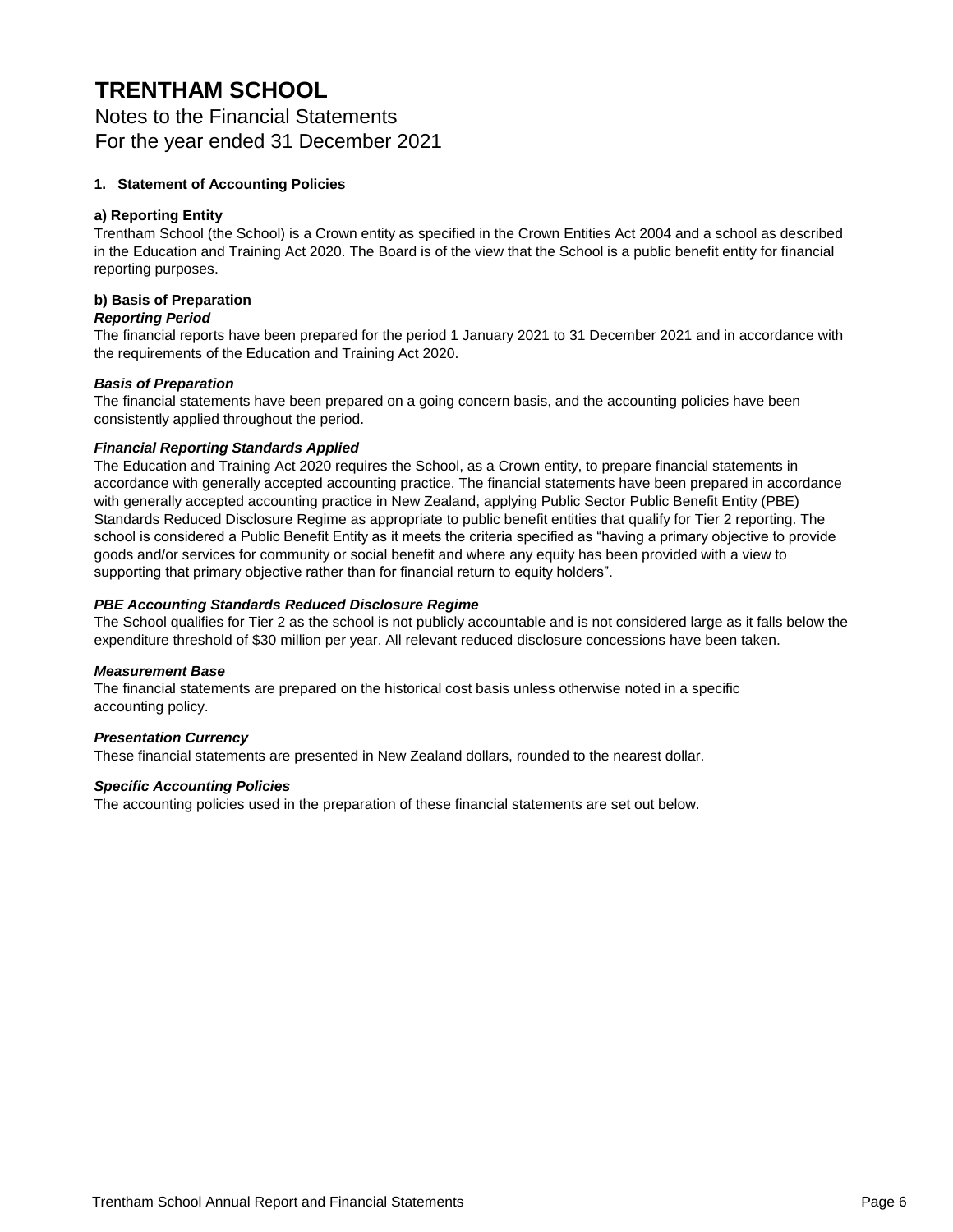# TRENTHAM SCHOOL

Notes to the Financial Statements
For the year ended 31 December 2021

## 1. Statement of Accounting Policies

### a) Reporting Entity

Trentham School (the School) is a Crown entity as specified in the Crown Entities Act 2004 and a school as described in the Education and Training Act 2020. The Board is of the view that the School is a public benefit entity for financial reporting purposes.

### b) Basis of Preparation

***Reporting Period***

The financial reports have been prepared for the period 1 January 2021 to 31 December 2021 and in accordance with the requirements of the Education and Training Act 2020.

***Basis of Preparation***

The financial statements have been prepared on a going concern basis, and the accounting policies have been consistently applied throughout the period.

***Financial Reporting Standards Applied***

The Education and Training Act 2020 requires the School, as a Crown entity, to prepare financial statements in accordance with generally accepted accounting practice. The financial statements have been prepared in accordance with generally accepted accounting practice in New Zealand, applying Public Sector Public Benefit Entity (PBE) Standards Reduced Disclosure Regime as appropriate to public benefit entities that qualify for Tier 2 reporting. The school is considered a Public Benefit Entity as it meets the criteria specified as "having a primary objective to provide goods and/or services for community or social benefit and where any equity has been provided with a view to supporting that primary objective rather than for financial return to equity holders".

***PBE Accounting Standards Reduced Disclosure Regime***

The School qualifies for Tier 2 as the school is not publicly accountable and is not considered large as it falls below the expenditure threshold of $30 million per year. All relevant reduced disclosure concessions have been taken.

***Measurement Base***

The financial statements are prepared on the historical cost basis unless otherwise noted in a specific accounting policy.

***Presentation Currency***

These financial statements are presented in New Zealand dollars, rounded to the nearest dollar.

***Specific Accounting Policies***

The accounting policies used in the preparation of these financial statements are set out below.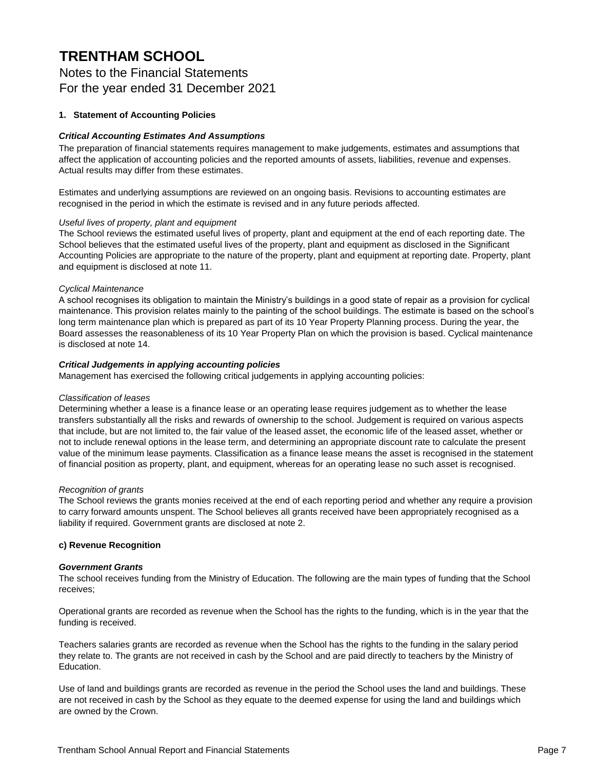# TRENTHAM SCHOOL

Notes to the Financial Statements
For the year ended 31 December 2021

**1. Statement of Accounting Policies**

***Critical Accounting Estimates And Assumptions***

The preparation of financial statements requires management to make judgements, estimates and assumptions that affect the application of accounting policies and the reported amounts of assets, liabilities, revenue and expenses. Actual results may differ from these estimates.

Estimates and underlying assumptions are reviewed on an ongoing basis. Revisions to accounting estimates are recognised in the period in which the estimate is revised and in any future periods affected.

*Useful lives of property, plant and equipment*

The School reviews the estimated useful lives of property, plant and equipment at the end of each reporting date. The School believes that the estimated useful lives of the property, plant and equipment as disclosed in the Significant Accounting Policies are appropriate to the nature of the property, plant and equipment at reporting date. Property, plant and equipment is disclosed at note 11.

*Cyclical Maintenance*

A school recognises its obligation to maintain the Ministry's buildings in a good state of repair as a provision for cyclical maintenance. This provision relates mainly to the painting of the school buildings. The estimate is based on the school's long term maintenance plan which is prepared as part of its 10 Year Property Planning process. During the year, the Board assesses the reasonableness of its 10 Year Property Plan on which the provision is based. Cyclical maintenance is disclosed at note 14.

***Critical Judgements in applying accounting policies***

Management has exercised the following critical judgements in applying accounting policies:

*Classification of leases*

Determining whether a lease is a finance lease or an operating lease requires judgement as to whether the lease transfers substantially all the risks and rewards of ownership to the school. Judgement is required on various aspects that include, but are not limited to, the fair value of the leased asset, the economic life of the leased asset, whether or not to include renewal options in the lease term, and determining an appropriate discount rate to calculate the present value of the minimum lease payments. Classification as a finance lease means the asset is recognised in the statement of financial position as property, plant, and equipment, whereas for an operating lease no such asset is recognised.

*Recognition of grants*

The School reviews the grants monies received at the end of each reporting period and whether any require a provision to carry forward amounts unspent. The School believes all grants received have been appropriately recognised as a liability if required. Government grants are disclosed at note 2.

**c) Revenue Recognition**

***Government Grants***

The school receives funding from the Ministry of Education. The following are the main types of funding that the School receives;

Operational grants are recorded as revenue when the School has the rights to the funding, which is in the year that the funding is received.

Teachers salaries grants are recorded as revenue when the School has the rights to the funding in the salary period they relate to. The grants are not received in cash by the School and are paid directly to teachers by the Ministry of Education.

Use of land and buildings grants are recorded as revenue in the period the School uses the land and buildings. These are not received in cash by the School as they equate to the deemed expense for using the land and buildings which are owned by the Crown.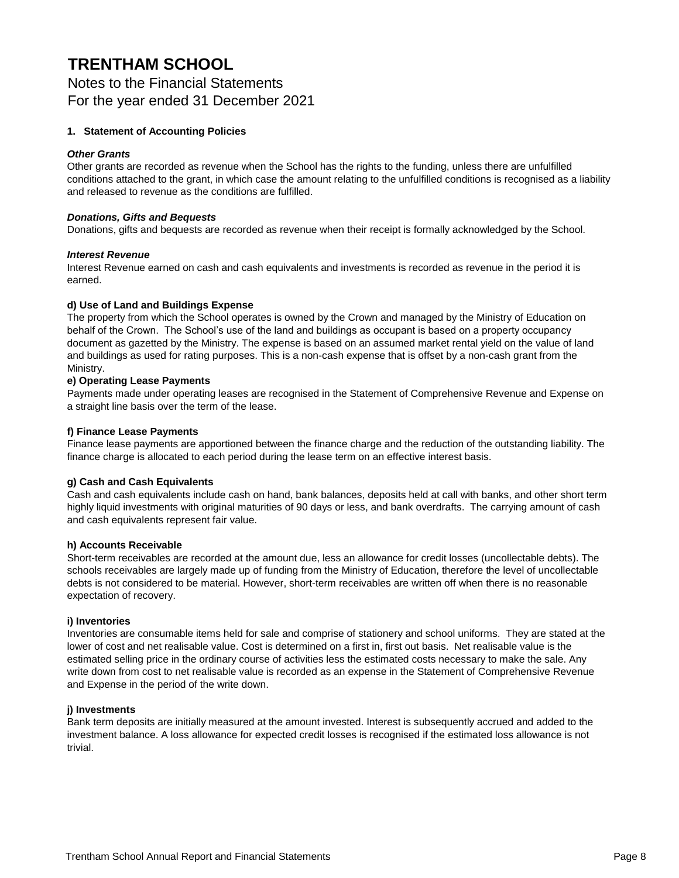# TRENTHAM SCHOOL

Notes to the Financial Statements
For the year ended 31 December 2021

**1. Statement of Accounting Policies**

***Other Grants***
Other grants are recorded as revenue when the School has the rights to the funding, unless there are unfulfilled conditions attached to the grant, in which case the amount relating to the unfulfilled conditions is recognised as a liability and released to revenue as the conditions are fulfilled.

***Donations, Gifts and Bequests***
Donations, gifts and bequests are recorded as revenue when their receipt is formally acknowledged by the School.

***Interest Revenue***
Interest Revenue earned on cash and cash equivalents and investments is recorded as revenue in the period it is earned.

**d) Use of Land and Buildings Expense**
The property from which the School operates is owned by the Crown and managed by the Ministry of Education on behalf of the Crown. The School's use of the land and buildings as occupant is based on a property occupancy document as gazetted by the Ministry. The expense is based on an assumed market rental yield on the value of land and buildings as used for rating purposes. This is a non-cash expense that is offset by a non-cash grant from the Ministry.

**e) Operating Lease Payments**
Payments made under operating leases are recognised in the Statement of Comprehensive Revenue and Expense on a straight line basis over the term of the lease.

**f) Finance Lease Payments**
Finance lease payments are apportioned between the finance charge and the reduction of the outstanding liability. The finance charge is allocated to each period during the lease term on an effective interest basis.

**g) Cash and Cash Equivalents**
Cash and cash equivalents include cash on hand, bank balances, deposits held at call with banks, and other short term highly liquid investments with original maturities of 90 days or less, and bank overdrafts. The carrying amount of cash and cash equivalents represent fair value.

**h) Accounts Receivable**
Short-term receivables are recorded at the amount due, less an allowance for credit losses (uncollectable debts). The schools receivables are largely made up of funding from the Ministry of Education, therefore the level of uncollectable debts is not considered to be material. However, short-term receivables are written off when there is no reasonable expectation of recovery.

**i) Inventories**
Inventories are consumable items held for sale and comprise of stationery and school uniforms. They are stated at the lower of cost and net realisable value. Cost is determined on a first in, first out basis. Net realisable value is the estimated selling price in the ordinary course of activities less the estimated costs necessary to make the sale. Any write down from cost to net realisable value is recorded as an expense in the Statement of Comprehensive Revenue and Expense in the period of the write down.

**j) Investments**
Bank term deposits are initially measured at the amount invested. Interest is subsequently accrued and added to the investment balance. A loss allowance for expected credit losses is recognised if the estimated loss allowance is not trivial.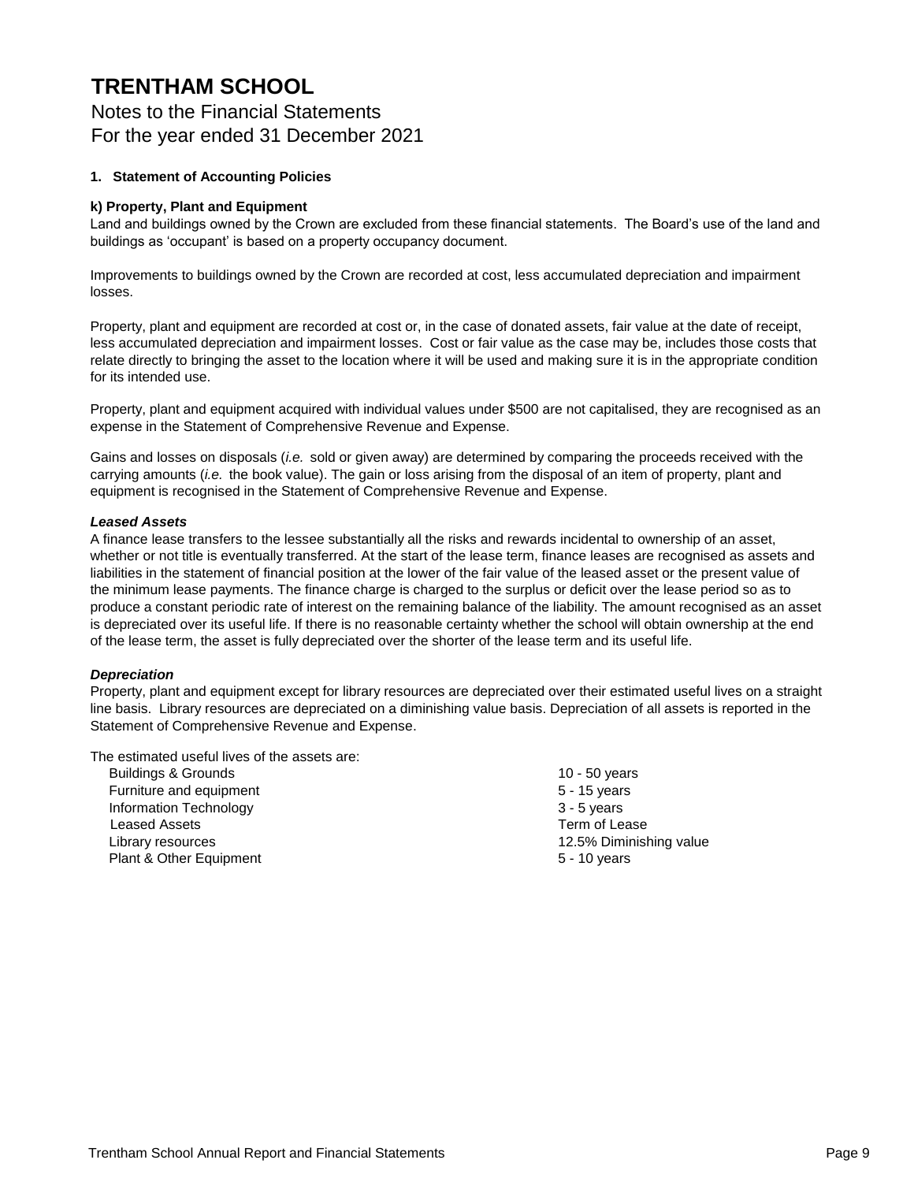# TRENTHAM SCHOOL

Notes to the Financial Statements
For the year ended 31 December 2021

**1. Statement of Accounting Policies**

**k) Property, Plant and Equipment**

Land and buildings owned by the Crown are excluded from these financial statements. The Board's use of the land and buildings as 'occupant' is based on a property occupancy document.

Improvements to buildings owned by the Crown are recorded at cost, less accumulated depreciation and impairment losses.

Property, plant and equipment are recorded at cost or, in the case of donated assets, fair value at the date of receipt, less accumulated depreciation and impairment losses. Cost or fair value as the case may be, includes those costs that relate directly to bringing the asset to the location where it will be used and making sure it is in the appropriate condition for its intended use.

Property, plant and equipment acquired with individual values under $500 are not capitalised, they are recognised as an expense in the Statement of Comprehensive Revenue and Expense.

Gains and losses on disposals (*i.e.* sold or given away) are determined by comparing the proceeds received with the carrying amounts (*i.e.* the book value). The gain or loss arising from the disposal of an item of property, plant and equipment is recognised in the Statement of Comprehensive Revenue and Expense.

***Leased Assets***

A finance lease transfers to the lessee substantially all the risks and rewards incidental to ownership of an asset, whether or not title is eventually transferred. At the start of the lease term, finance leases are recognised as assets and liabilities in the statement of financial position at the lower of the fair value of the leased asset or the present value of the minimum lease payments. The finance charge is charged to the surplus or deficit over the lease period so as to produce a constant periodic rate of interest on the remaining balance of the liability. The amount recognised as an asset is depreciated over its useful life. If there is no reasonable certainty whether the school will obtain ownership at the end of the lease term, the asset is fully depreciated over the shorter of the lease term and its useful life.

***Depreciation***

Property, plant and equipment except for library resources are depreciated over their estimated useful lives on a straight line basis. Library resources are depreciated on a diminishing value basis. Depreciation of all assets is reported in the Statement of Comprehensive Revenue and Expense.

The estimated useful lives of the assets are:

| | |
|---|---|
| Buildings & Grounds | 10 - 50 years |
| Furniture and equipment | 5 - 15 years |
| Information Technology | 3 - 5 years |
| Leased Assets | Term of Lease |
| Library resources | 12.5% Diminishing value |
| Plant & Other Equipment | 5 - 10 years |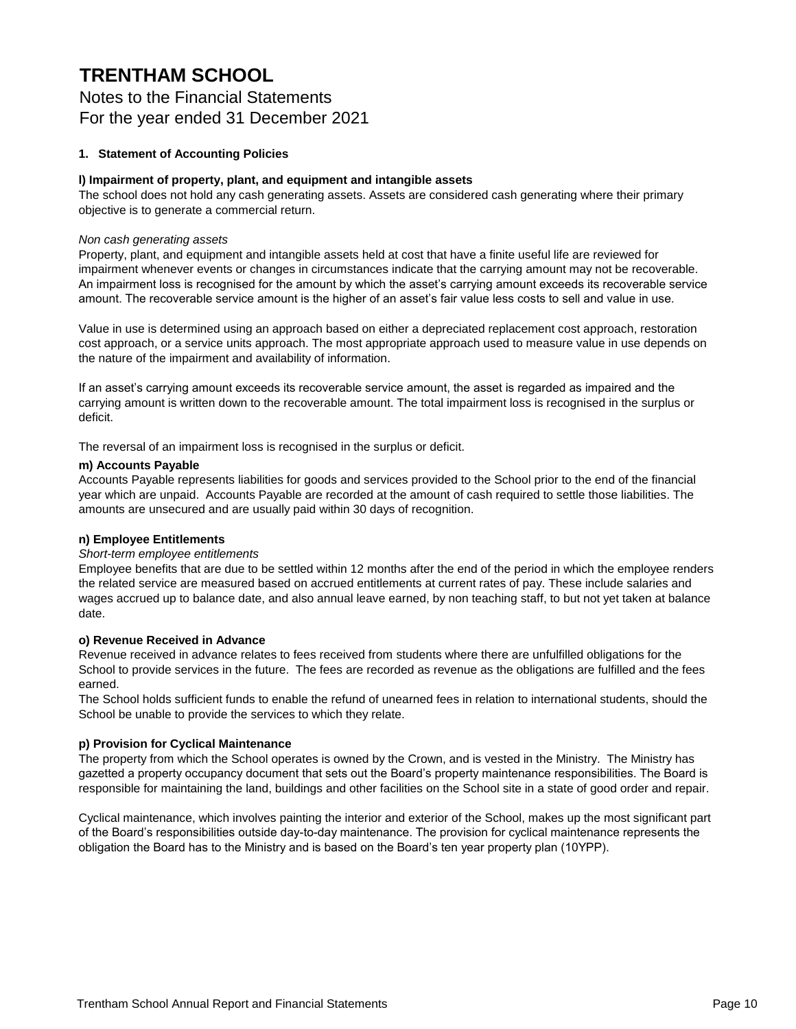# TRENTHAM SCHOOL

Notes to the Financial Statements
For the year ended 31 December 2021

**1. Statement of Accounting Policies**

**l) Impairment of property, plant, and equipment and intangible assets**
The school does not hold any cash generating assets. Assets are considered cash generating where their primary objective is to generate a commercial return.

*Non cash generating assets*
Property, plant, and equipment and intangible assets held at cost that have a finite useful life are reviewed for impairment whenever events or changes in circumstances indicate that the carrying amount may not be recoverable. An impairment loss is recognised for the amount by which the asset's carrying amount exceeds its recoverable service amount. The recoverable service amount is the higher of an asset's fair value less costs to sell and value in use.

Value in use is determined using an approach based on either a depreciated replacement cost approach, restoration cost approach, or a service units approach. The most appropriate approach used to measure value in use depends on the nature of the impairment and availability of information.

If an asset's carrying amount exceeds its recoverable service amount, the asset is regarded as impaired and the carrying amount is written down to the recoverable amount. The total impairment loss is recognised in the surplus or deficit.

The reversal of an impairment loss is recognised in the surplus or deficit.

**m) Accounts Payable**
Accounts Payable represents liabilities for goods and services provided to the School prior to the end of the financial year which are unpaid. Accounts Payable are recorded at the amount of cash required to settle those liabilities. The amounts are unsecured and are usually paid within 30 days of recognition.

**n) Employee Entitlements**
*Short-term employee entitlements*
Employee benefits that are due to be settled within 12 months after the end of the period in which the employee renders the related service are measured based on accrued entitlements at current rates of pay. These include salaries and wages accrued up to balance date, and also annual leave earned, by non teaching staff, to but not yet taken at balance date.

**o) Revenue Received in Advance**
Revenue received in advance relates to fees received from students where there are unfulfilled obligations for the School to provide services in the future. The fees are recorded as revenue as the obligations are fulfilled and the fees earned.
The School holds sufficient funds to enable the refund of unearned fees in relation to international students, should the School be unable to provide the services to which they relate.

**p) Provision for Cyclical Maintenance**
The property from which the School operates is owned by the Crown, and is vested in the Ministry. The Ministry has gazetted a property occupancy document that sets out the Board's property maintenance responsibilities. The Board is responsible for maintaining the land, buildings and other facilities on the School site in a state of good order and repair.

Cyclical maintenance, which involves painting the interior and exterior of the School, makes up the most significant part of the Board's responsibilities outside day-to-day maintenance. The provision for cyclical maintenance represents the obligation the Board has to the Ministry and is based on the Board's ten year property plan (10YPP).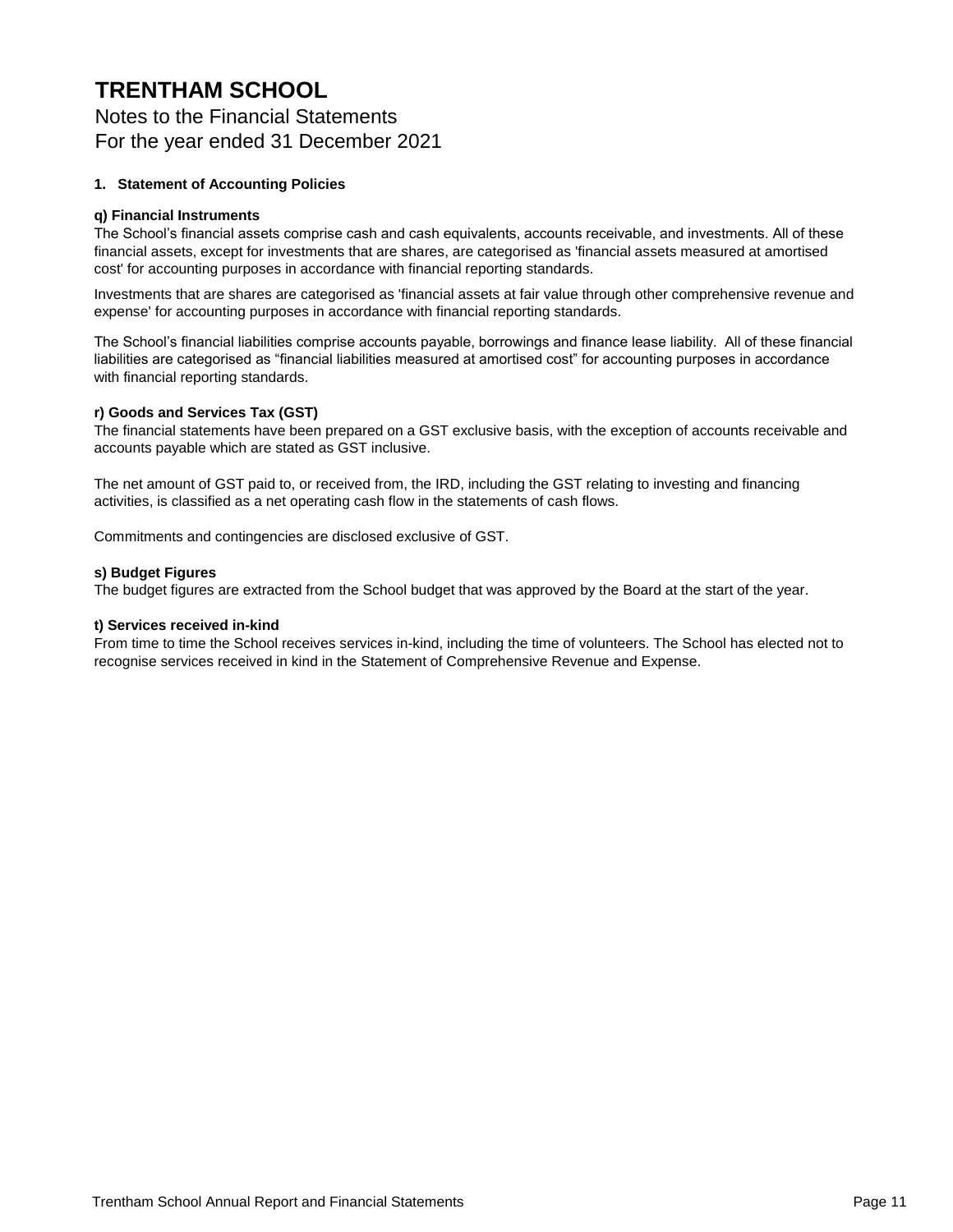# TRENTHAM SCHOOL

Notes to the Financial Statements
For the year ended 31 December 2021

**1. Statement of Accounting Policies**

**q) Financial Instruments**

The School's financial assets comprise cash and cash equivalents, accounts receivable, and investments. All of these financial assets, except for investments that are shares, are categorised as 'financial assets measured at amortised cost' for accounting purposes in accordance with financial reporting standards.

Investments that are shares are categorised as 'financial assets at fair value through other comprehensive revenue and expense' for accounting purposes in accordance with financial reporting standards.

The School's financial liabilities comprise accounts payable, borrowings and finance lease liability. All of these financial liabilities are categorised as "financial liabilities measured at amortised cost" for accounting purposes in accordance with financial reporting standards.

**r) Goods and Services Tax (GST)**

The financial statements have been prepared on a GST exclusive basis, with the exception of accounts receivable and accounts payable which are stated as GST inclusive.

The net amount of GST paid to, or received from, the IRD, including the GST relating to investing and financing activities, is classified as a net operating cash flow in the statements of cash flows.

Commitments and contingencies are disclosed exclusive of GST.

**s) Budget Figures**

The budget figures are extracted from the School budget that was approved by the Board at the start of the year.

**t) Services received in-kind**

From time to time the School receives services in-kind, including the time of volunteers. The School has elected not to recognise services received in kind in the Statement of Comprehensive Revenue and Expense.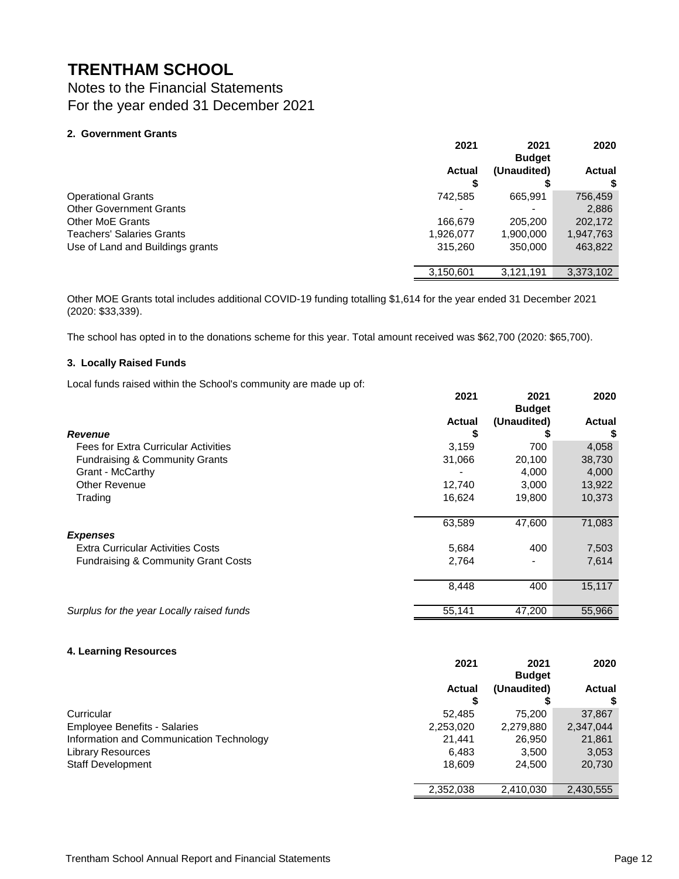# TRENTHAM SCHOOL

Notes to the Financial Statements
For the year ended 31 December 2021

### 2. Government Grants

| | 2021 Actual $ | 2021 Budget (Unaudited) $ | 2020 Actual $ |
|---|---|---|---|
| Operational Grants | 742,585 | 665,991 | 756,459 |
| Other Government Grants | - | - | 2,886 |
| Other MoE Grants | 166,679 | 205,200 | 202,172 |
| Teachers' Salaries Grants | 1,926,077 | 1,900,000 | 1,947,763 |
| Use of Land and Buildings grants | 315,260 | 350,000 | 463,822 |
| | 3,150,601 | 3,121,191 | 3,373,102 |

Other MOE Grants total includes additional COVID-19 funding totalling $1,614 for the year ended 31 December 2021 (2020: $33,339).

The school has opted in to the donations scheme for this year. Total amount received was $62,700 (2020: $65,700).

### 3. Locally Raised Funds

Local funds raised within the School's community are made up of:

| | 2021 Actual $ | 2021 Budget (Unaudited) $ | 2020 Actual $ |
|---|---|---|---|
| ***Revenue*** | | | |
| Fees for Extra Curricular Activities | 3,159 | 700 | 4,058 |
| Fundraising & Community Grants | 31,066 | 20,100 | 38,730 |
| Grant - McCarthy | - | 4,000 | 4,000 |
| Other Revenue | 12,740 | 3,000 | 13,922 |
| Trading | 16,624 | 19,800 | 10,373 |
| | 63,589 | 47,600 | 71,083 |
| ***Expenses*** | | | |
| Extra Curricular Activities Costs | 5,684 | 400 | 7,503 |
| Fundraising & Community Grant Costs | 2,764 | - | 7,614 |
| | 8,448 | 400 | 15,117 |
| *Surplus for the year Locally raised funds* | 55,141 | 47,200 | 55,966 |

### 4. Learning Resources

| | 2021 Actual $ | 2021 Budget (Unaudited) $ | 2020 Actual $ |
|---|---|---|---|
| Curricular | 52,485 | 75,200 | 37,867 |
| Employee Benefits - Salaries | 2,253,020 | 2,279,880 | 2,347,044 |
| Information and Communication Technology | 21,441 | 26,950 | 21,861 |
| Library Resources | 6,483 | 3,500 | 3,053 |
| Staff Development | 18,609 | 24,500 | 20,730 |
| | 2,352,038 | 2,410,030 | 2,430,555 |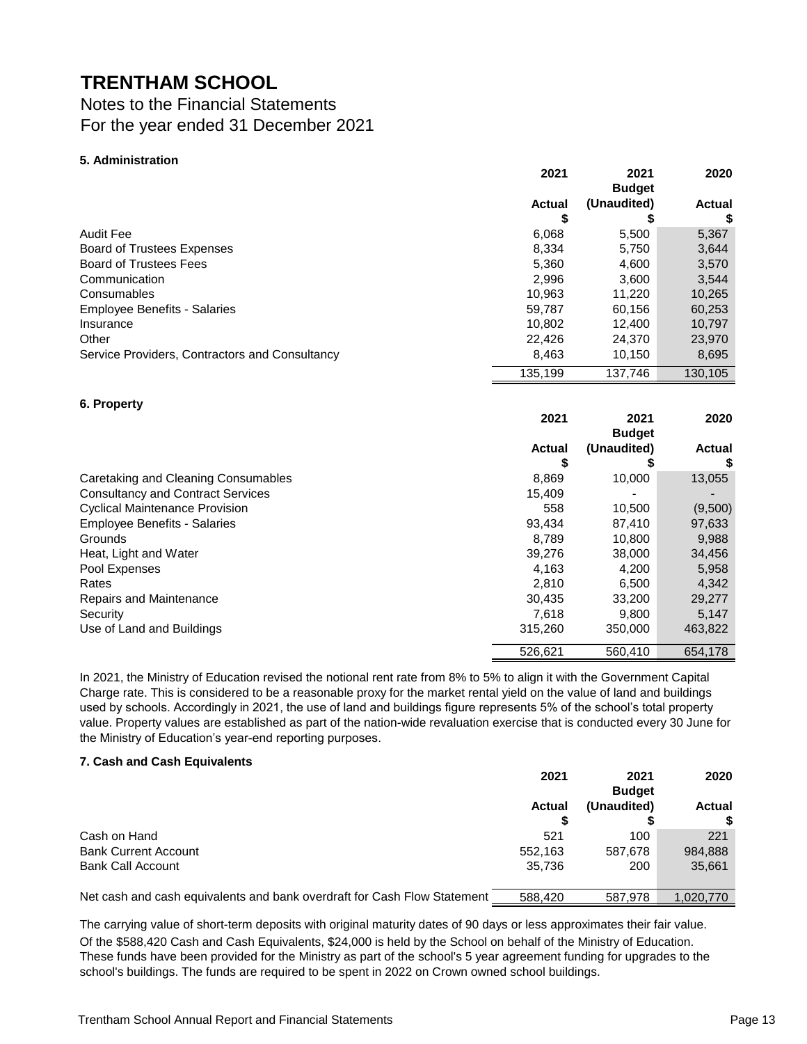# TRENTHAM SCHOOL

## Notes to the Financial Statements
## For the year ended 31 December 2021

### 5. Administration

| | 2021 Actual $ | 2021 Budget (Unaudited) $ | 2020 Actual $ |
|---|---|---|---|
| Audit Fee | 6,068 | 5,500 | 5,367 |
| Board of Trustees Expenses | 8,334 | 5,750 | 3,644 |
| Board of Trustees Fees | 5,360 | 4,600 | 3,570 |
| Communication | 2,996 | 3,600 | 3,544 |
| Consumables | 10,963 | 11,220 | 10,265 |
| Employee Benefits - Salaries | 59,787 | 60,156 | 60,253 |
| Insurance | 10,802 | 12,400 | 10,797 |
| Other | 22,426 | 24,370 | 23,970 |
| Service Providers, Contractors and Consultancy | 8,463 | 10,150 | 8,695 |
| | 135,199 | 137,746 | 130,105 |

### 6. Property

| | 2021 Actual $ | 2021 Budget (Unaudited) $ | 2020 Actual $ |
|---|---|---|---|
| Caretaking and Cleaning Consumables | 8,869 | 10,000 | 13,055 |
| Consultancy and Contract Services | 15,409 | - | - |
| Cyclical Maintenance Provision | 558 | 10,500 | (9,500) |
| Employee Benefits - Salaries | 93,434 | 87,410 | 97,633 |
| Grounds | 8,789 | 10,800 | 9,988 |
| Heat, Light and Water | 39,276 | 38,000 | 34,456 |
| Pool Expenses | 4,163 | 4,200 | 5,958 |
| Rates | 2,810 | 6,500 | 4,342 |
| Repairs and Maintenance | 30,435 | 33,200 | 29,277 |
| Security | 7,618 | 9,800 | 5,147 |
| Use of Land and Buildings | 315,260 | 350,000 | 463,822 |
| | 526,621 | 560,410 | 654,178 |

In 2021, the Ministry of Education revised the notional rent rate from 8% to 5% to align it with the Government Capital Charge rate. This is considered to be a reasonable proxy for the market rental yield on the value of land and buildings used by schools. Accordingly in 2021, the use of land and buildings figure represents 5% of the school's total property value. Property values are established as part of the nation-wide revaluation exercise that is conducted every 30 June for the Ministry of Education's year-end reporting purposes.

### 7. Cash and Cash Equivalents

| | 2021 Actual $ | 2021 Budget (Unaudited) $ | 2020 Actual $ |
|---|---|---|---|
| Cash on Hand | 521 | 100 | 221 |
| Bank Current Account | 552,163 | 587,678 | 984,888 |
| Bank Call Account | 35,736 | 200 | 35,661 |
| Net cash and cash equivalents and bank overdraft for Cash Flow Statement | 588,420 | 587,978 | 1,020,770 |

The carrying value of short-term deposits with original maturity dates of 90 days or less approximates their fair value.

Of the $588,420 Cash and Cash Equivalents, $24,000 is held by the School on behalf of the Ministry of Education. These funds have been provided for the Ministry as part of the school's 5 year agreement funding for upgrades to the school's buildings. The funds are required to be spent in 2022 on Crown owned school buildings.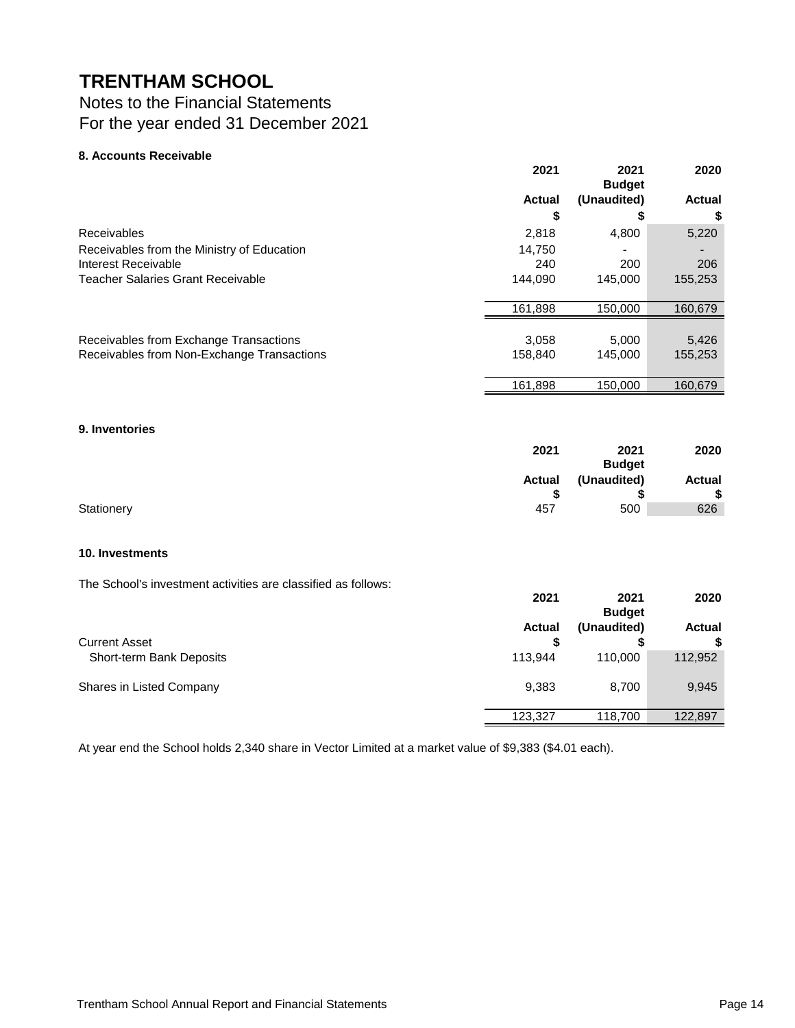# TRENTHAM SCHOOL

Notes to the Financial Statements
For the year ended 31 December 2021

### 8. Accounts Receivable

| | 2021 Actual $ | 2021 Budget (Unaudited) $ | 2020 Actual $ |
|---|---|---|---|
| Receivables | 2,818 | 4,800 | 5,220 |
| Receivables from the Ministry of Education | 14,750 | - | - |
| Interest Receivable | 240 | 200 | 206 |
| Teacher Salaries Grant Receivable | 144,090 | 145,000 | 155,253 |
| | 161,898 | 150,000 | 160,679 |
| | | | |
| Receivables from Exchange Transactions | 3,058 | 5,000 | 5,426 |
| Receivables from Non-Exchange Transactions | 158,840 | 145,000 | 155,253 |
| | 161,898 | 150,000 | 160,679 |

### 9. Inventories

| | 2021 Actual $ | 2021 Budget (Unaudited) $ | 2020 Actual $ |
|---|---|---|---|
| Stationery | 457 | 500 | 626 |

### 10. Investments

The School's investment activities are classified as follows:

| | 2021 Actual $ | 2021 Budget (Unaudited) $ | 2020 Actual $ |
|---|---|---|---|
| Current Asset | | | |
| Short-term Bank Deposits | 113,944 | 110,000 | 112,952 |
| | | | |
| Shares in Listed Company | 9,383 | 8,700 | 9,945 |
| | 123,327 | 118,700 | 122,897 |

At year end the School holds 2,340 share in Vector Limited at a market value of $9,383 ($4.01 each).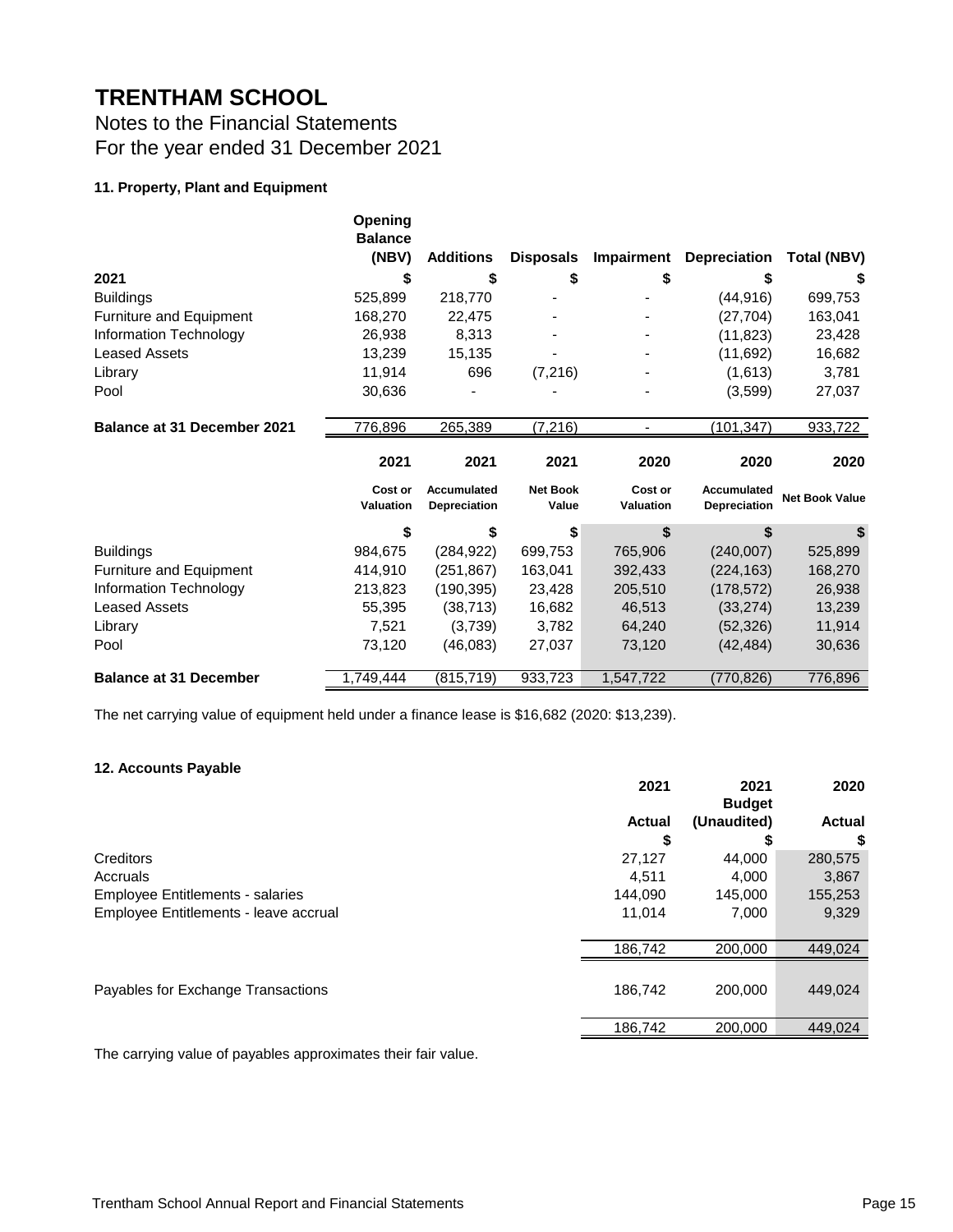# TRENTHAM SCHOOL

Notes to the Financial Statements
For the year ended 31 December 2021

### 11. Property, Plant and Equipment

| 2021 | Opening Balance (NBV) $ | Additions $ | Disposals $ | Impairment $ | Depreciation $ | Total (NBV) $ |
|---|---|---|---|---|---|---|
| Buildings | 525,899 | 218,770 | - | - | (44,916) | 699,753 |
| Furniture and Equipment | 168,270 | 22,475 | - | - | (27,704) | 163,041 |
| Information Technology | 26,938 | 8,313 | - | - | (11,823) | 23,428 |
| Leased Assets | 13,239 | 15,135 | - | - | (11,692) | 16,682 |
| Library | 11,914 | 696 | (7,216) | - | (1,613) | 3,781 |
| Pool | 30,636 | - | - | - | (3,599) | 27,037 |
| **Balance at 31 December 2021** | 776,896 | 265,389 | (7,216) | - | (101,347) | 933,722 |

| | 2021 Cost or Valuation $ | 2021 Accumulated Depreciation $ | 2021 Net Book Value $ | 2020 Cost or Valuation $ | 2020 Accumulated Depreciation $ | 2020 Net Book Value $ |
|---|---|---|---|---|---|---|
| Buildings | 984,675 | (284,922) | 699,753 | 765,906 | (240,007) | 525,899 |
| Furniture and Equipment | 414,910 | (251,867) | 163,041 | 392,433 | (224,163) | 168,270 |
| Information Technology | 213,823 | (190,395) | 23,428 | 205,510 | (178,572) | 26,938 |
| Leased Assets | 55,395 | (38,713) | 16,682 | 46,513 | (33,274) | 13,239 |
| Library | 7,521 | (3,739) | 3,782 | 64,240 | (52,326) | 11,914 |
| Pool | 73,120 | (46,083) | 27,037 | 73,120 | (42,484) | 30,636 |
| **Balance at 31 December** | 1,749,444 | (815,719) | 933,723 | 1,547,722 | (770,826) | 776,896 |

The net carrying value of equipment held under a finance lease is $16,682 (2020: $13,239).

### 12. Accounts Payable

| | 2021 Actual $ | 2021 Budget (Unaudited) $ | 2020 Actual $ |
|---|---|---|---|
| Creditors | 27,127 | 44,000 | 280,575 |
| Accruals | 4,511 | 4,000 | 3,867 |
| Employee Entitlements - salaries | 144,090 | 145,000 | 155,253 |
| Employee Entitlements - leave accrual | 11,014 | 7,000 | 9,329 |
| | 186,742 | 200,000 | 449,024 |
| Payables for Exchange Transactions | 186,742 | 200,000 | 449,024 |
| | 186,742 | 200,000 | 449,024 |

The carrying value of payables approximates their fair value.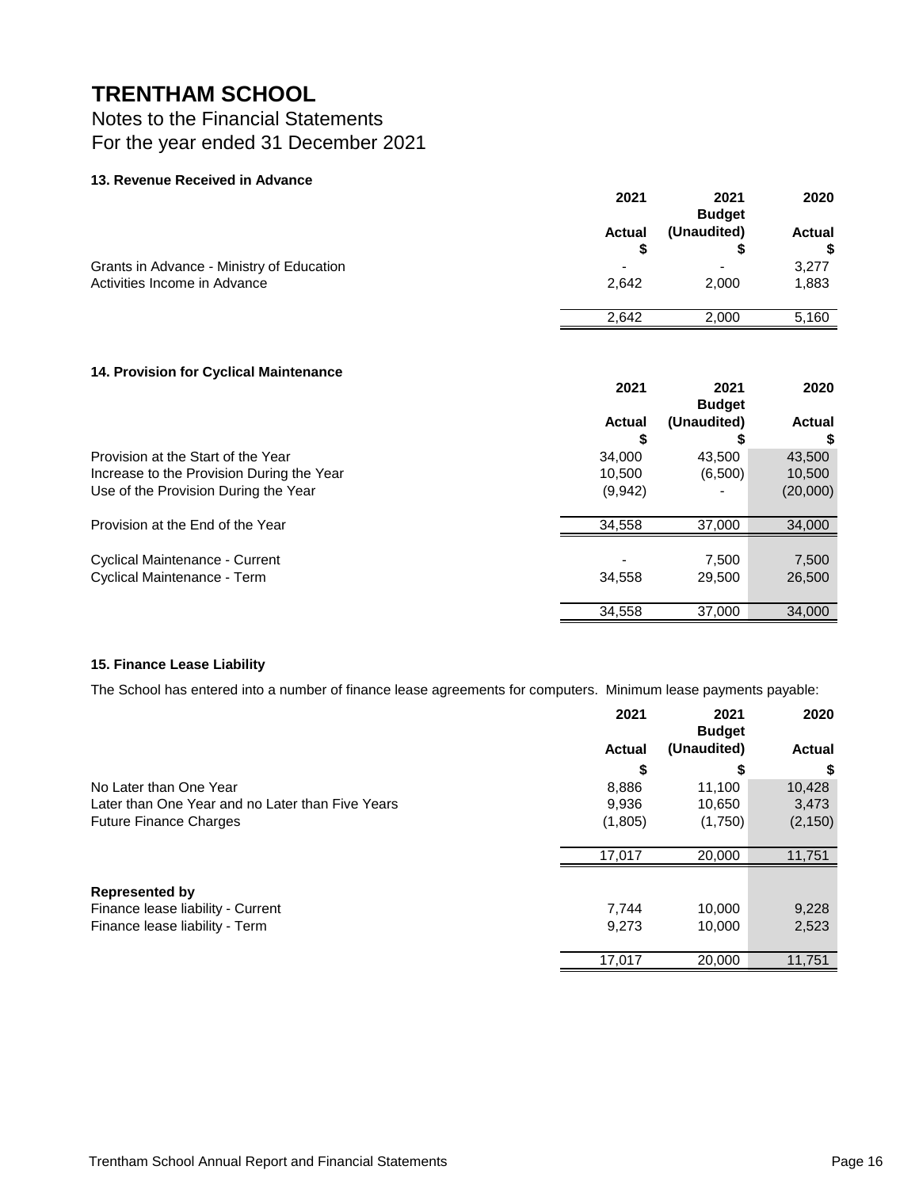# TRENTHAM SCHOOL

Notes to the Financial Statements
For the year ended 31 December 2021

### 13. Revenue Received in Advance

| | 2021 Actual $ | 2021 Budget (Unaudited) $ | 2020 Actual $ |
|---|---|---|---|
| Grants in Advance - Ministry of Education | - | - | 3,277 |
| Activities Income in Advance | 2,642 | 2,000 | 1,883 |
| | 2,642 | 2,000 | 5,160 |

### 14. Provision for Cyclical Maintenance

| | 2021 Actual $ | 2021 Budget (Unaudited) $ | 2020 Actual $ |
|---|---|---|---|
| Provision at the Start of the Year | 34,000 | 43,500 | 43,500 |
| Increase to the Provision During the Year | 10,500 | (6,500) | 10,500 |
| Use of the Provision During the Year | (9,942) | - | (20,000) |
| Provision at the End of the Year | 34,558 | 37,000 | 34,000 |
| Cyclical Maintenance - Current | - | 7,500 | 7,500 |
| Cyclical Maintenance - Term | 34,558 | 29,500 | 26,500 |
| | 34,558 | 37,000 | 34,000 |

### 15. Finance Lease Liability

The School has entered into a number of finance lease agreements for computers. Minimum lease payments payable:

| | 2021 Actual $ | 2021 Budget (Unaudited) $ | 2020 Actual $ |
|---|---|---|---|
| No Later than One Year | 8,886 | 11,100 | 10,428 |
| Later than One Year and no Later than Five Years | 9,936 | 10,650 | 3,473 |
| Future Finance Charges | (1,805) | (1,750) | (2,150) |
| | 17,017 | 20,000 | 11,751 |
| **Represented by** | | | |
| Finance lease liability - Current | 7,744 | 10,000 | 9,228 |
| Finance lease liability - Term | 9,273 | 10,000 | 2,523 |
| | 17,017 | 20,000 | 11,751 |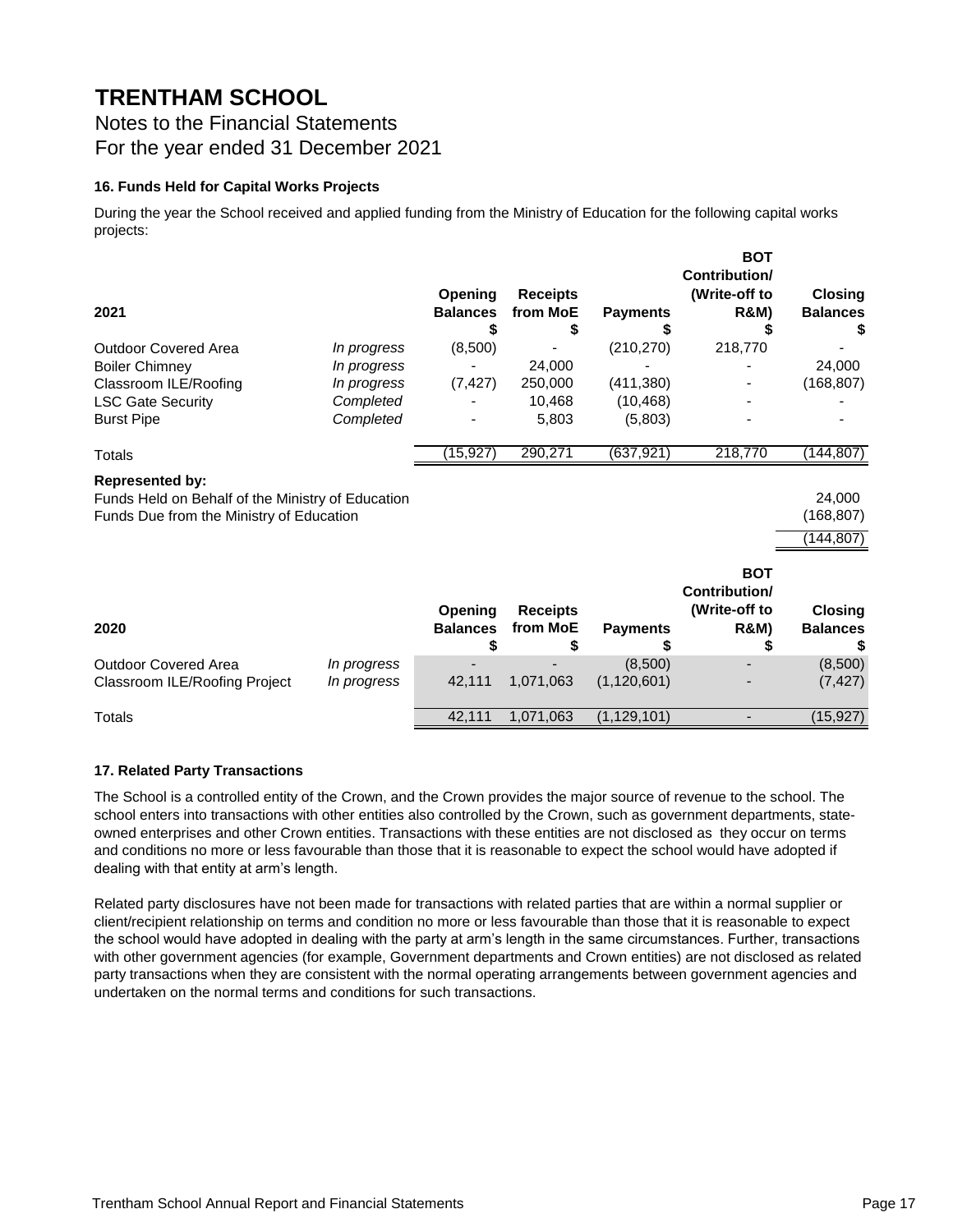# TRENTHAM SCHOOL

Notes to the Financial Statements
For the year ended 31 December 2021

### 16. Funds Held for Capital Works Projects

During the year the School received and applied funding from the Ministry of Education for the following capital works projects:

| 2021 | | Opening Balances $ | Receipts from MoE $ | Payments $ | BOT Contribution/ (Write-off to R&M) $ | Closing Balances $ |
|---|---|---|---|---|---|---|
| Outdoor Covered Area | *In progress* | (8,500) | - | (210,270) | 218,770 | - |
| Boiler Chimney | *In progress* | - | 24,000 | - | - | 24,000 |
| Classroom ILE/Roofing | *In progress* | (7,427) | 250,000 | (411,380) | - | (168,807) |
| LSC Gate Security | *Completed* | - | 10,468 | (10,468) | - | - |
| Burst Pipe | *Completed* | - | 5,803 | (5,803) | - | - |
| Totals | | (15,927) | 290,271 | (637,921) | 218,770 | (144,807) |

**Represented by:**

| | |
|---|---|
| Funds Held on Behalf of the Ministry of Education | 24,000 |
| Funds Due from the Ministry of Education | (168,807) |
| | (144,807) |

| 2020 | | Opening Balances $ | Receipts from MoE $ | Payments $ | BOT Contribution/ (Write-off to R&M) $ | Closing Balances $ |
|---|---|---|---|---|---|---|
| Outdoor Covered Area | *In progress* | - | - | (8,500) | - | (8,500) |
| Classroom ILE/Roofing Project | *In progress* | 42,111 | 1,071,063 | (1,120,601) | - | (7,427) |
| Totals | | 42,111 | 1,071,063 | (1,129,101) | - | (15,927) |

### 17. Related Party Transactions

The School is a controlled entity of the Crown, and the Crown provides the major source of revenue to the school. The school enters into transactions with other entities also controlled by the Crown, such as government departments, state-owned enterprises and other Crown entities. Transactions with these entities are not disclosed as they occur on terms and conditions no more or less favourable than those that it is reasonable to expect the school would have adopted if dealing with that entity at arm's length.

Related party disclosures have not been made for transactions with related parties that are within a normal supplier or client/recipient relationship on terms and condition no more or less favourable than those that it is reasonable to expect the school would have adopted in dealing with the party at arm's length in the same circumstances. Further, transactions with other government agencies (for example, Government departments and Crown entities) are not disclosed as related party transactions when they are consistent with the normal operating arrangements between government agencies and undertaken on the normal terms and conditions for such transactions.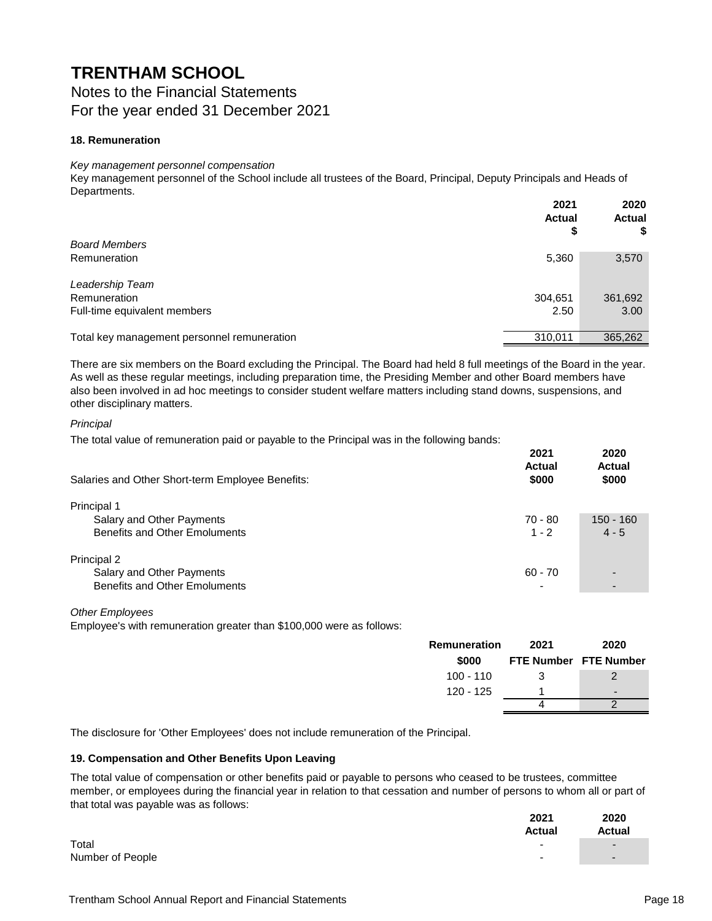# TRENTHAM SCHOOL

Notes to the Financial Statements
For the year ended 31 December 2021

### 18. Remuneration

*Key management personnel compensation*

Key management personnel of the School include all trustees of the Board, Principal, Deputy Principals and Heads of Departments.

| | 2021 Actual $ | 2020 Actual $ |
|---|---|---|
| *Board Members* | | |
| Remuneration | 5,360 | 3,570 |
| *Leadership Team* | | |
| Remuneration | 304,651 | 361,692 |
| Full-time equivalent members | 2.50 | 3.00 |
| Total key management personnel remuneration | 310,011 | 365,262 |

There are six members on the Board excluding the Principal. The Board had held 8 full meetings of the Board in the year. As well as these regular meetings, including preparation time, the Presiding Member and other Board members have also been involved in ad hoc meetings to consider student welfare matters including stand downs, suspensions, and other disciplinary matters.

*Principal*

The total value of remuneration paid or payable to the Principal was in the following bands:

| Salaries and Other Short-term Employee Benefits: | 2021 Actual $000 | 2020 Actual $000 |
|---|---|---|
| Principal 1 | | |
| Salary and Other Payments | 70 - 80 | 150 - 160 |
| Benefits and Other Emoluments | 1 - 2 | 4 - 5 |
| Principal 2 | | |
| Salary and Other Payments | 60 - 70 | - |
| Benefits and Other Emoluments | - | - |

*Other Employees*

Employee's with remuneration greater than $100,000 were as follows:

| Remuneration $000 | 2021 FTE Number | 2020 FTE Number |
|---|---|---|
| 100 - 110 | 3 | 2 |
| 120 - 125 | 1 | - |
| | 4 | 2 |

The disclosure for 'Other Employees' does not include remuneration of the Principal.

### 19. Compensation and Other Benefits Upon Leaving

The total value of compensation or other benefits paid or payable to persons who ceased to be trustees, committee member, or employees during the financial year in relation to that cessation and number of persons to whom all or part of that total was payable was as follows:

| | 2021 Actual | 2020 Actual |
|---|---|---|
| Total | - | - |
| Number of People | - | - |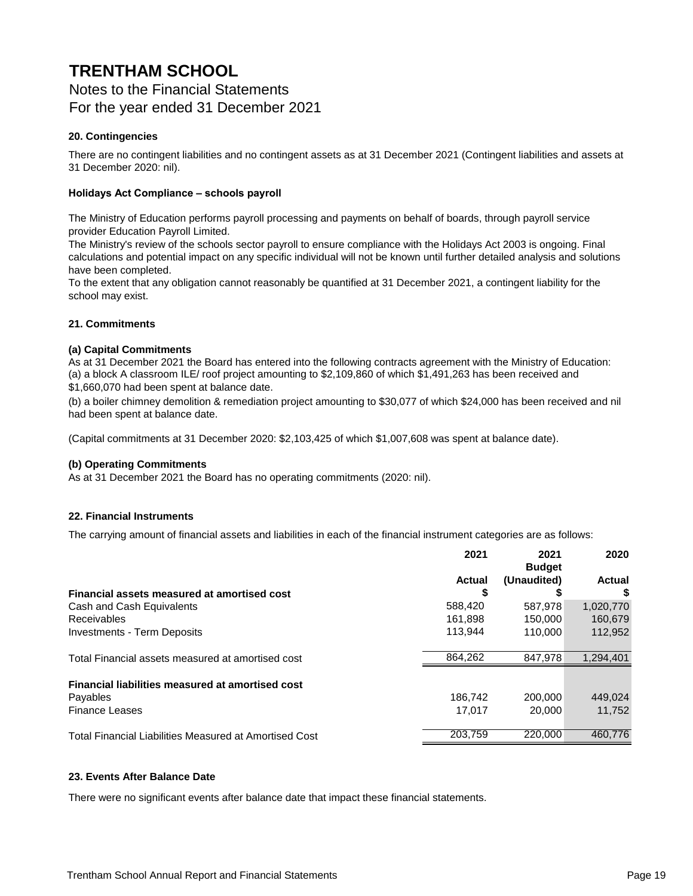# TRENTHAM SCHOOL

Notes to the Financial Statements
For the year ended 31 December 2021

### 20. Contingencies

There are no contingent liabilities and no contingent assets as at 31 December 2021 (Contingent liabilities and assets at 31 December 2020: nil).

#### Holidays Act Compliance – schools payroll

The Ministry of Education performs payroll processing and payments on behalf of boards, through payroll service provider Education Payroll Limited.
The Ministry's review of the schools sector payroll to ensure compliance with the Holidays Act 2003 is ongoing. Final calculations and potential impact on any specific individual will not be known until further detailed analysis and solutions have been completed.
To the extent that any obligation cannot reasonably be quantified at 31 December 2021, a contingent liability for the school may exist.

### 21. Commitments

#### (a) Capital Commitments

As at 31 December 2021 the Board has entered into the following contracts agreement with the Ministry of Education:
(a) a block A classroom ILE/ roof project amounting to $2,109,860 of which $1,491,263 has been received and $1,660,070 had been spent at balance date.
(b) a boiler chimney demolition & remediation project amounting to $30,077 of which $24,000 has been received and nil had been spent at balance date.

(Capital commitments at 31 December 2020: $2,103,425 of which $1,007,608 was spent at balance date).

#### (b) Operating Commitments

As at 31 December 2021 the Board has no operating commitments (2020: nil).

### 22. Financial Instruments

The carrying amount of financial assets and liabilities in each of the financial instrument categories are as follows:

| | 2021 Actual $ | 2021 Budget (Unaudited) $ | 2020 Actual $ |
|---|---|---|---|
| **Financial assets measured at amortised cost** | | | |
| Cash and Cash Equivalents | 588,420 | 587,978 | 1,020,770 |
| Receivables | 161,898 | 150,000 | 160,679 |
| Investments - Term Deposits | 113,944 | 110,000 | 112,952 |
| Total Financial assets measured at amortised cost | 864,262 | 847,978 | 1,294,401 |
| **Financial liabilities measured at amortised cost** | | | |
| Payables | 186,742 | 200,000 | 449,024 |
| Finance Leases | 17,017 | 20,000 | 11,752 |
| Total Financial Liabilities Measured at Amortised Cost | 203,759 | 220,000 | 460,776 |

### 23. Events After Balance Date

There were no significant events after balance date that impact these financial statements.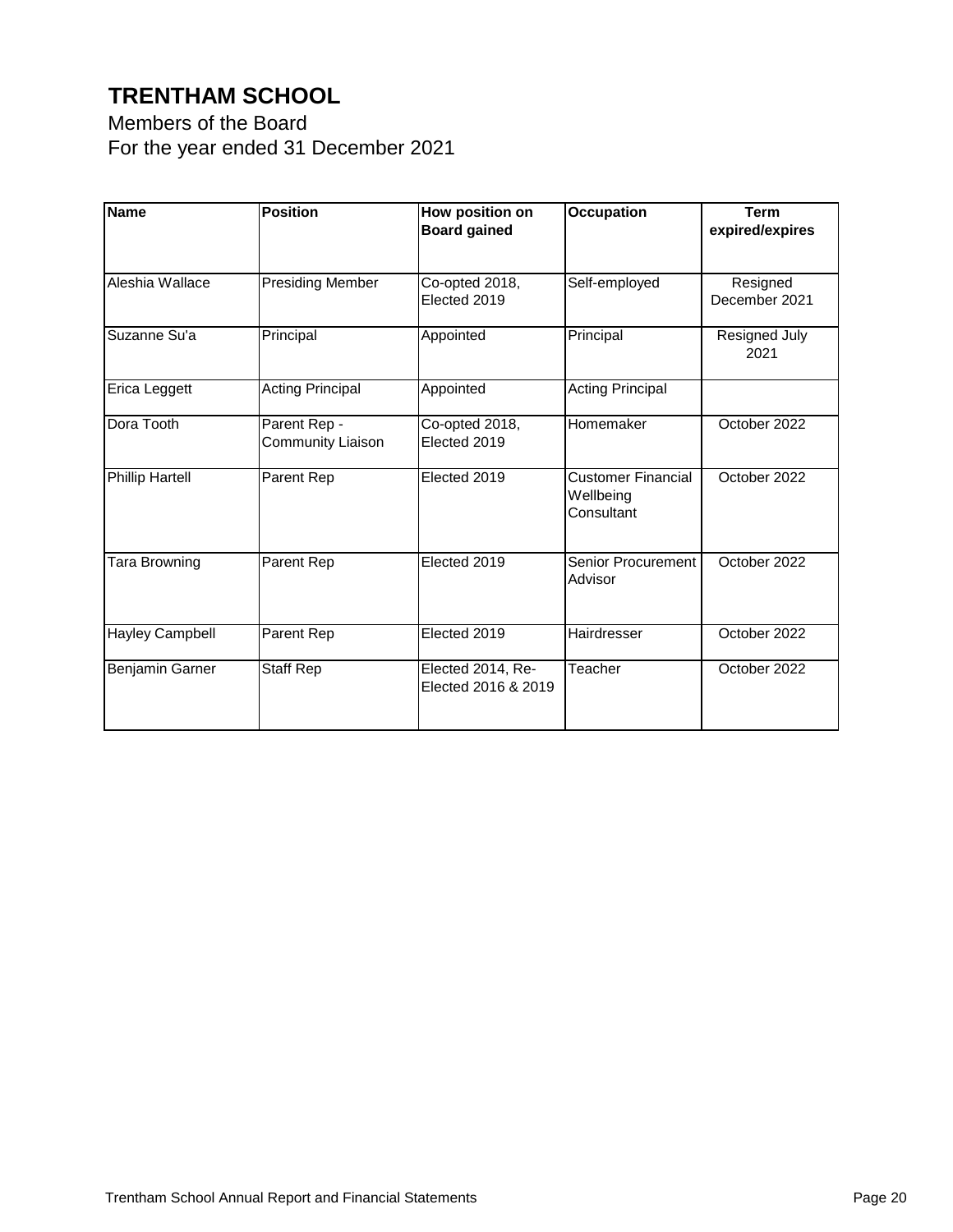# TRENTHAM SCHOOL

Members of the Board
For the year ended 31 December 2021

| Name | Position | How position on Board gained | Occupation | Term expired/expires |
|---|---|---|---|---|
| Aleshia Wallace | Presiding Member | Co-opted 2018, Elected 2019 | Self-employed | Resigned December 2021 |
| Suzanne Su'a | Principal | Appointed | Principal | Resigned July 2021 |
| Erica Leggett | Acting Principal | Appointed | Acting Principal | |
| Dora Tooth | Parent Rep - Community Liaison | Co-opted 2018, Elected 2019 | Homemaker | October 2022 |
| Phillip Hartell | Parent Rep | Elected 2019 | Customer Financial Wellbeing Consultant | October 2022 |
| Tara Browning | Parent Rep | Elected 2019 | Senior Procurement Advisor | October 2022 |
| Hayley Campbell | Parent Rep | Elected 2019 | Hairdresser | October 2022 |
| Benjamin Garner | Staff Rep | Elected 2014, Re-Elected 2016 & 2019 | Teacher | October 2022 |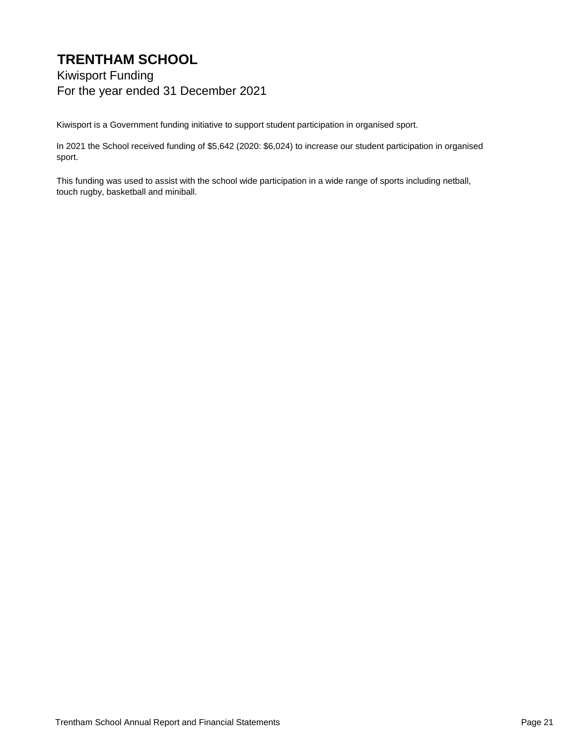# TRENTHAM SCHOOL

Kiwisport Funding
For the year ended 31 December 2021

Kiwisport is a Government funding initiative to support student participation in organised sport.

In 2021 the School received funding of $5,642 (2020: $6,024) to increase our student participation in organised sport.

This funding was used to assist with the school wide participation in a wide range of sports including netball, touch rugby, basketball and miniball.